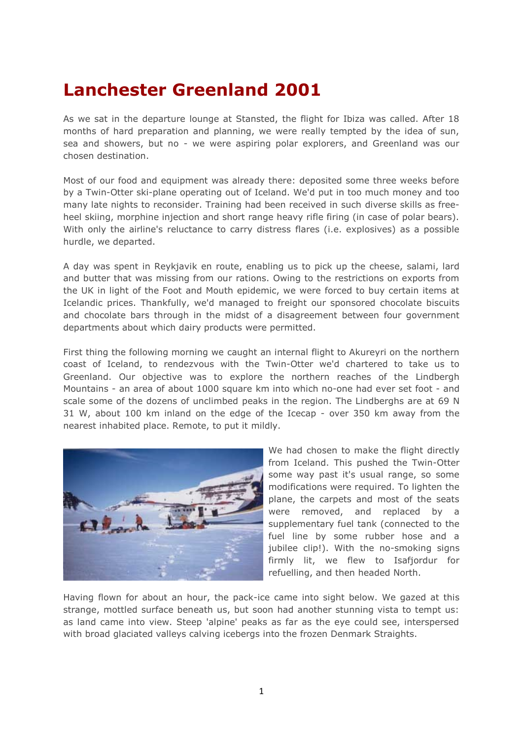# Lanchester Greenland 2001

As we sat in the departure lounge at Stansted, the flight for Ibiza was called. After 18 months of hard preparation and planning, we were really tempted by the idea of sun, sea and showers, but no - we were aspiring polar explorers, and Greenland was our chosen destination.

Most of our food and equipment was already there: deposited some three weeks before by a Twin-Otter ski-plane operating out of Iceland. We'd put in too much money and too many late nights to reconsider. Training had been received in such diverse skills as free-heel skiing, morphine injection and short range heavy rifle firing (in case of polar bears). With only the airline's reluctance to carry distress flares (i.e. explosives) as a possible hurdle, we departed.

A day was spent in Reykjavik en route, enabling us to pick up the cheese, salami, lard and butter that was missing from our rations. Owing to the restrictions on exports from the UK in light of the Foot and Mouth epidemic, we were forced to buy certain items at Icelandic prices. Thankfully, we'd managed to freight our sponsored chocolate biscuits and chocolate bars through in the midst of a disagreement between four government departments about which dairy products were permitted.

First thing the following morning we caught an internal flight to Akureyri on the northern coast of Iceland, to rendezvous with the Twin-Otter we'd chartered to take us to Greenland. Our objective was to explore the northern reaches of the Lindbergh Mountains - an area of about 1000 square km into which no-one had ever set foot - and scale some of the dozens of unclimbed peaks in the region. The Lindberghs are at 69 N 31 W, about 100 km inland on the edge of the Icecap - over 350 km away from the nearest inhabited place. Remote, to put it mildly.

We had chosen to make the flight directly from Iceland. This pushed the Twin-Otter some way past it's usual range, so some modifications were required. To lighten the plane, the carpets and most of the seats were removed, and replaced by a supplementary fuel tank (connected to the fuel line by some rubber hose and a jubilee clip!). With the no-smoking signs firmly lit, we flew to Isafjordur for refuelling, and then headed North.

Having flown for about an hour, the pack-ice came into sight below. We gazed at this strange, mottled surface beneath us, but soon had another stunning vista to tempt us: as land came into view. Steep 'alpine' peaks as far as the eye could see, interspersed with broad glaciated valleys calving icebergs into the frozen Denmark Straights.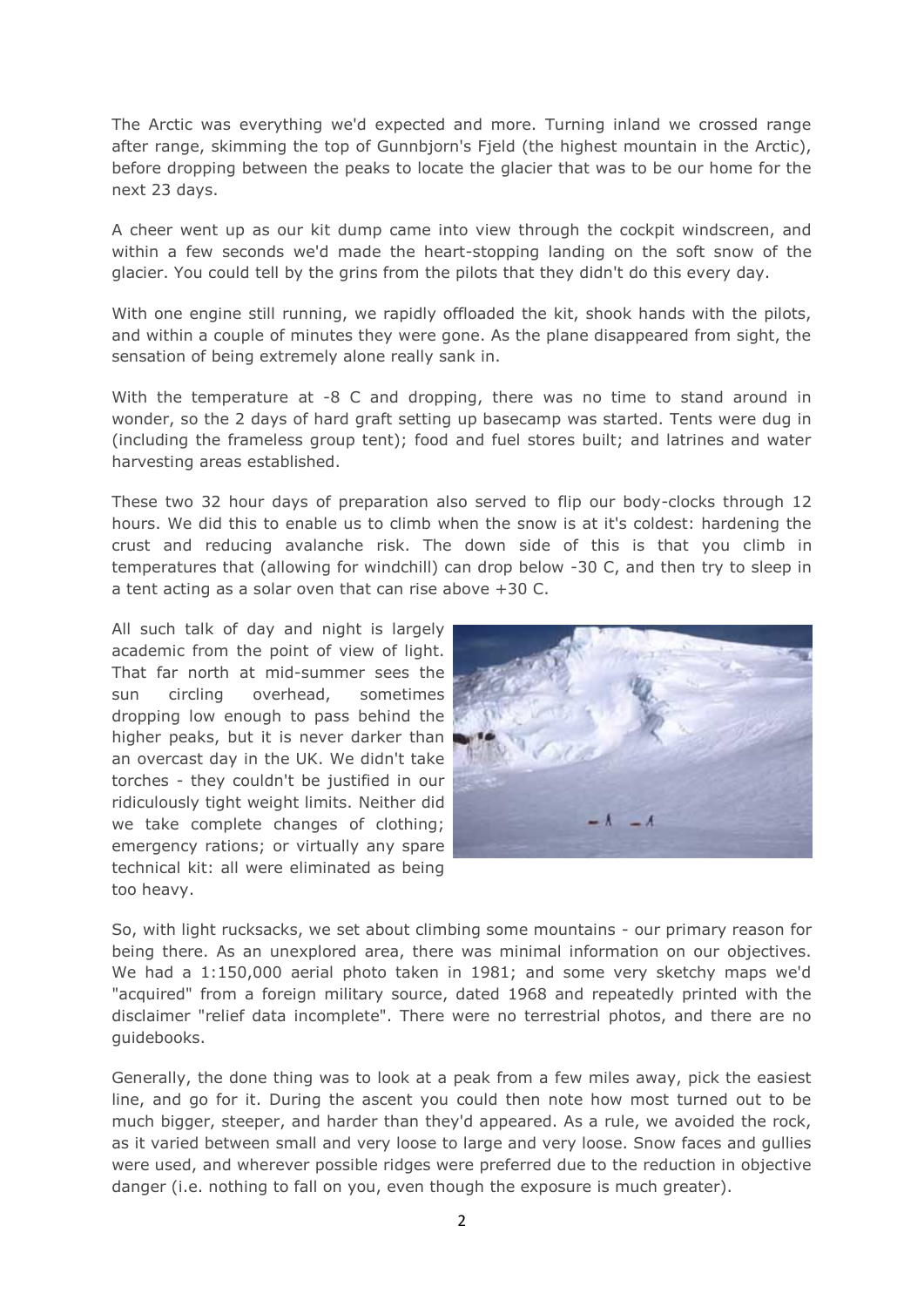The Arctic was everything we'd expected and more. Turning inland we crossed range after range, skimming the top of Gunnbjorn's Fjeld (the highest mountain in the Arctic), before dropping between the peaks to locate the glacier that was to be our home for the next 23 days.

A cheer went up as our kit dump came into view through the cockpit windscreen, and within a few seconds we'd made the heart-stopping landing on the soft snow of the glacier. You could tell by the grins from the pilots that they didn't do this every day.

With one engine still running, we rapidly offloaded the kit, shook hands with the pilots, and within a couple of minutes they were gone. As the plane disappeared from sight, the sensation of being extremely alone really sank in.

With the temperature at -8 C and dropping, there was no time to stand around in wonder, so the 2 days of hard graft setting up basecamp was started. Tents were dug in (including the frameless group tent); food and fuel stores built; and latrines and water harvesting areas established.

These two 32 hour days of preparation also served to flip our body-clocks through 12 hours. We did this to enable us to climb when the snow is at it's coldest: hardening the crust and reducing avalanche risk. The down side of this is that you climb in temperatures that (allowing for windchill) can drop below -30 C, and then try to sleep in a tent acting as a solar oven that can rise above +30 C.

All such talk of day and night is largely academic from the point of view of light. That far north at mid-summer sees the sun circling overhead, sometimes dropping low enough to pass behind the higher peaks, but it is never darker than an overcast day in the UK. We didn't take torches - they couldn't be justified in our ridiculously tight weight limits. Neither did we take complete changes of clothing; emergency rations; or virtually any spare technical kit: all were eliminated as being too heavy.

So, with light rucksacks, we set about climbing some mountains - our primary reason for being there. As an unexplored area, there was minimal information on our objectives. We had a 1:150,000 aerial photo taken in 1981; and some very sketchy maps we'd "acquired" from a foreign military source, dated 1968 and repeatedly printed with the disclaimer "relief data incomplete". There were no terrestrial photos, and there are no guidebooks.

Generally, the done thing was to look at a peak from a few miles away, pick the easiest line, and go for it. During the ascent you could then note how most turned out to be much bigger, steeper, and harder than they'd appeared. As a rule, we avoided the rock, as it varied between small and very loose to large and very loose. Snow faces and gullies were used, and wherever possible ridges were preferred due to the reduction in objective danger (i.e. nothing to fall on you, even though the exposure is much greater).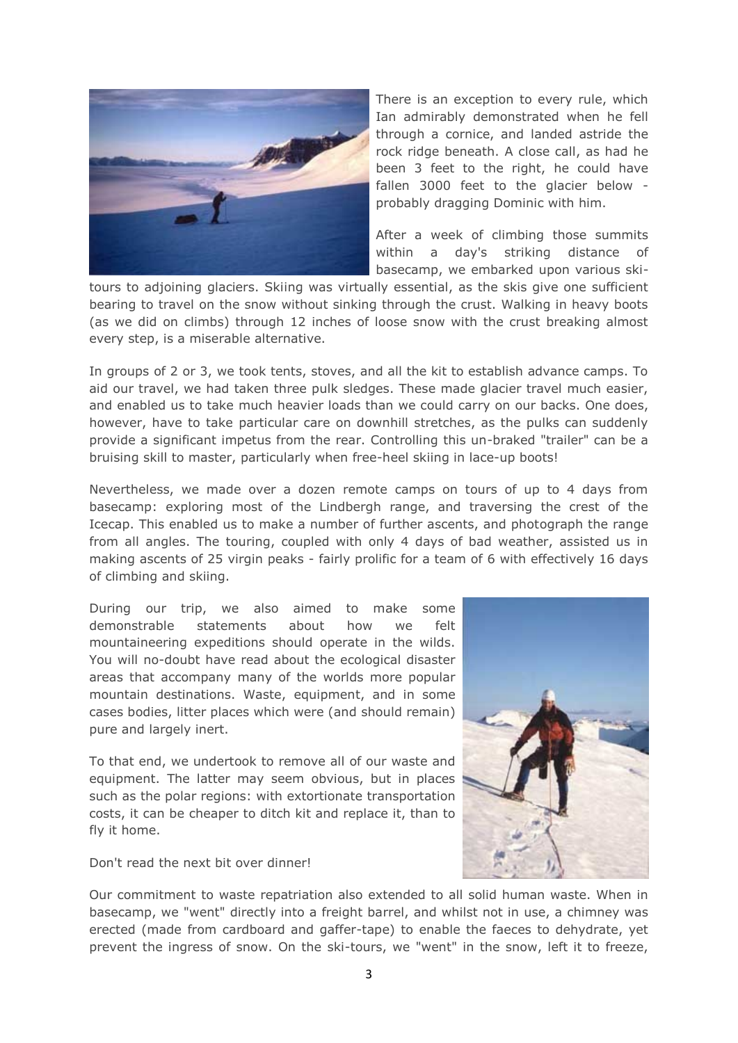There is an exception to every rule, which Ian admirably demonstrated when he fell through a cornice, and landed astride the rock ridge beneath. A close call, as had he been 3 feet to the right, he could have fallen 3000 feet to the glacier below - probably dragging Dominic with him.

After a week of climbing those summits within a day's striking distance of basecamp, we embarked upon various ski-tours to adjoining glaciers. Skiing was virtually essential, as the skis give one sufficient bearing to travel on the snow without sinking through the crust. Walking in heavy boots (as we did on climbs) through 12 inches of loose snow with the crust breaking almost every step, is a miserable alternative.

In groups of 2 or 3, we took tents, stoves, and all the kit to establish advance camps. To aid our travel, we had taken three pulk sledges. These made glacier travel much easier, and enabled us to take much heavier loads than we could carry on our backs. One does, however, have to take particular care on downhill stretches, as the pulks can suddenly provide a significant impetus from the rear. Controlling this un-braked "trailer" can be a bruising skill to master, particularly when free-heel skiing in lace-up boots!

Nevertheless, we made over a dozen remote camps on tours of up to 4 days from basecamp: exploring most of the Lindbergh range, and traversing the crest of the Icecap. This enabled us to make a number of further ascents, and photograph the range from all angles. The touring, coupled with only 4 days of bad weather, assisted us in making ascents of 25 virgin peaks - fairly prolific for a team of 6 with effectively 16 days of climbing and skiing.

During our trip, we also aimed to make some demonstrable statements about how we felt mountaineering expeditions should operate in the wilds. You will no-doubt have read about the ecological disaster areas that accompany many of the worlds more popular mountain destinations. Waste, equipment, and in some cases bodies, litter places which were (and should remain) pure and largely inert.

To that end, we undertook to remove all of our waste and equipment. The latter may seem obvious, but in places such as the polar regions: with extortionate transportation costs, it can be cheaper to ditch kit and replace it, than to fly it home.

Don't read the next bit over dinner!

Our commitment to waste repatriation also extended to all solid human waste. When in basecamp, we "went" directly into a freight barrel, and whilst not in use, a chimney was erected (made from cardboard and gaffer-tape) to enable the faeces to dehydrate, yet prevent the ingress of snow. On the ski-tours, we "went" in the snow, left it to freeze,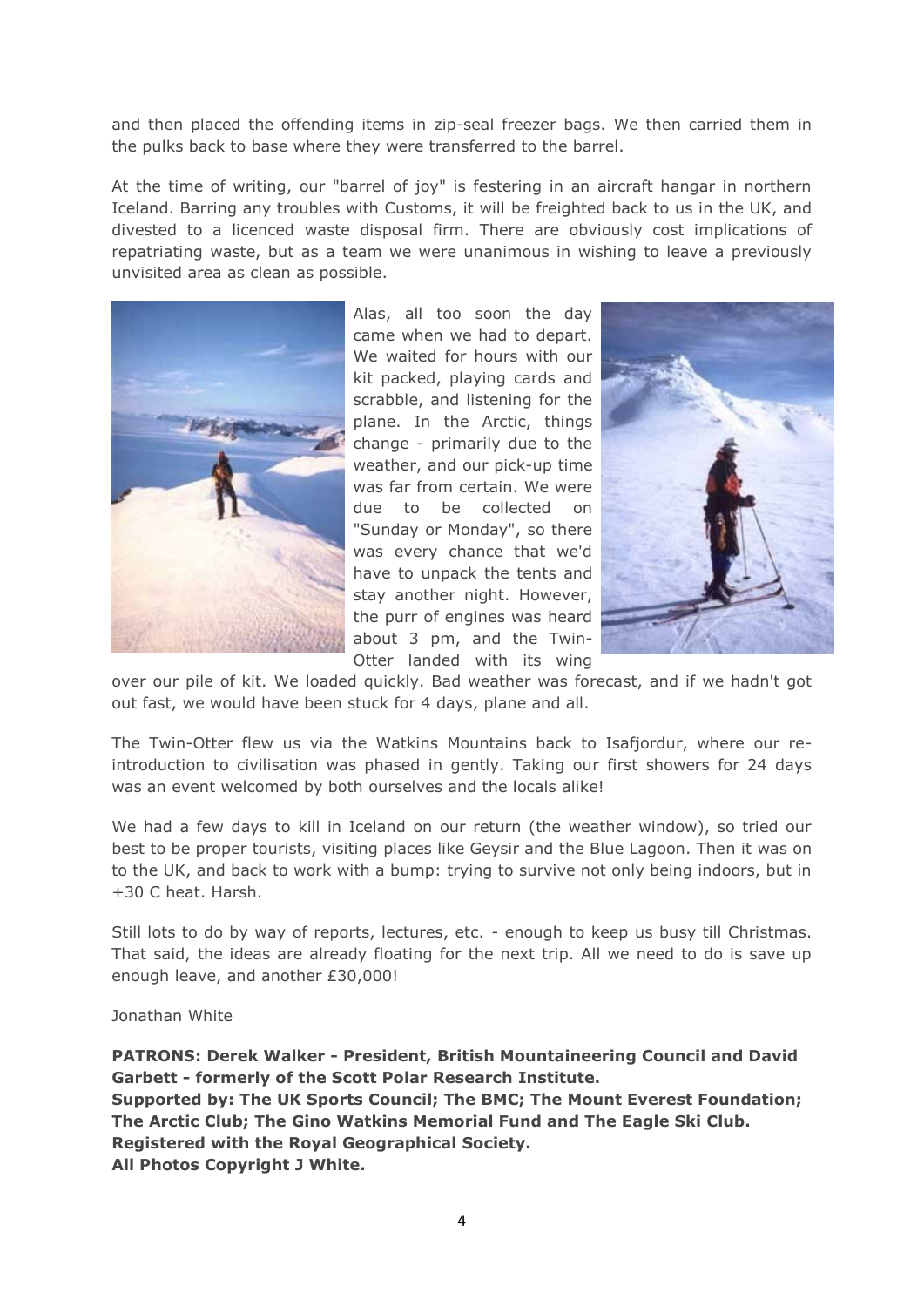and then placed the offending items in zip-seal freezer bags. We then carried them in the pulks back to base where they were transferred to the barrel.

At the time of writing, our "barrel of joy" is festering in an aircraft hangar in northern Iceland. Barring any troubles with Customs, it will be freighted back to us in the UK, and divested to a licenced waste disposal firm. There are obviously cost implications of repatriating waste, but as a team we were unanimous in wishing to leave a previously unvisited area as clean as possible.

Alas, all too soon the day came when we had to depart. We waited for hours with our kit packed, playing cards and scrabble, and listening for the plane. In the Arctic, things change - primarily due to the weather, and our pick-up time was far from certain. We were due to be collected on "Sunday or Monday", so there was every chance that we'd have to unpack the tents and stay another night. However, the purr of engines was heard about 3 pm, and the Twin-Otter landed with its wing over our pile of kit. We loaded quickly. Bad weather was forecast, and if we hadn't got out fast, we would have been stuck for 4 days, plane and all.

The Twin-Otter flew us via the Watkins Mountains back to Isafjordur, where our re-introduction to civilisation was phased in gently. Taking our first showers for 24 days was an event welcomed by both ourselves and the locals alike!

We had a few days to kill in Iceland on our return (the weather window), so tried our best to be proper tourists, visiting places like Geysir and the Blue Lagoon. Then it was on to the UK, and back to work with a bump: trying to survive not only being indoors, but in +30 C heat. Harsh.

Still lots to do by way of reports, lectures, etc. - enough to keep us busy till Christmas. That said, the ideas are already floating for the next trip. All we need to do is save up enough leave, and another £30,000!

Jonathan White

**PATRONS: Derek Walker - President, British Mountaineering Council and David Garbett - formerly of the Scott Polar Research Institute.**
**Supported by: The UK Sports Council; The BMC; The Mount Everest Foundation; The Arctic Club; The Gino Watkins Memorial Fund and The Eagle Ski Club.**
**Registered with the Royal Geographical Society.**
**All Photos Copyright J White.**